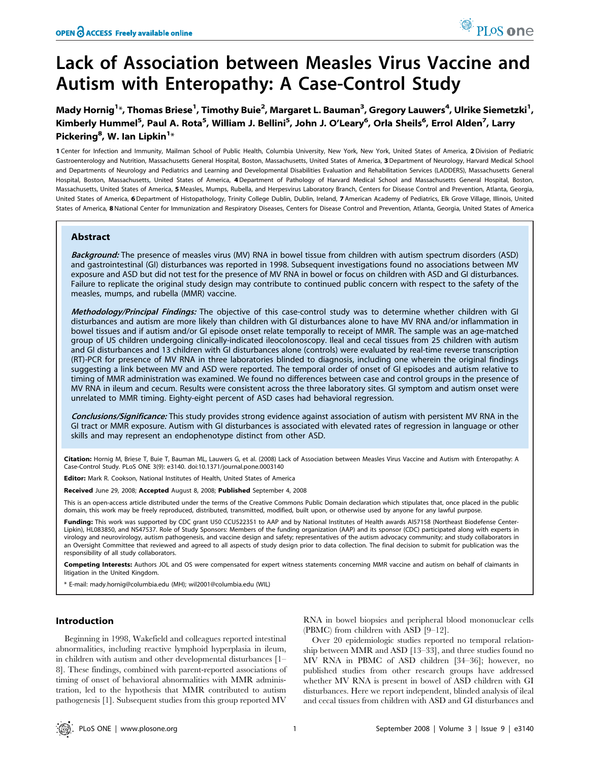# Lack of Association between Measles Virus Vaccine and Autism with Enteropathy: A Case-Control Study

Mady Hornig[1]*, Thomas Briese[1], Timothy Buie[2], Margaret L. Bauman[3], Gregory Lauwers[4], Ulrike Siemetzki[1], Kimberly Hummel[5], Paul A. Rota[5], William J. Bellini[5], John J. O'Leary[6], Orla Sheils[6], Errol Alden[7], Larry Pickering[8], W. Ian Lipkin[1]*

**1** Center for Infection and Immunity, Mailman School of Public Health, Columbia University, New York, New York, United States of America, **2** Division of Pediatric Gastroenterology and Nutrition, Massachusetts General Hospital, Boston, Massachusetts, United States of America, **3** Department of Neurology, Harvard Medical School and Departments of Neurology and Pediatrics and Learning and Developmental Disabilities Evaluation and Rehabilitation Services (LADDERS), Massachusetts General Hospital, Boston, Massachusetts, United States of America, **4** Department of Pathology of Harvard Medical School and Massachusetts General Hospital, Boston, Massachusetts, United States of America, **5** Measles, Mumps, Rubella, and Herpesvirus Laboratory Branch, Centers for Disease Control and Prevention, Atlanta, Georgia, United States of America, **6** Department of Histopathology, Trinity College Dublin, Dublin, Ireland, **7** American Academy of Pediatrics, Elk Grove Village, Illinois, United States of America, **8** National Center for Immunization and Respiratory Diseases, Centers for Disease Control and Prevention, Atlanta, Georgia, United States of America

## Abstract

***Background:*** The presence of measles virus (MV) RNA in bowel tissue from children with autism spectrum disorders (ASD) and gastrointestinal (GI) disturbances was reported in 1998. Subsequent investigations found no associations between MV exposure and ASD but did not test for the presence of MV RNA in bowel or focus on children with ASD and GI disturbances. Failure to replicate the original study design may contribute to continued public concern with respect to the safety of the measles, mumps, and rubella (MMR) vaccine.

***Methodology/Principal Findings:*** The objective of this case-control study was to determine whether children with GI disturbances and autism are more likely than children with GI disturbances alone to have MV RNA and/or inflammation in bowel tissues and if autism and/or GI episode onset relate temporally to receipt of MMR. The sample was an age-matched group of US children undergoing clinically-indicated ileocolonoscopy. Ileal and cecal tissues from 25 children with autism and GI disturbances and 13 children with GI disturbances alone (controls) were evaluated by real-time reverse transcription (RT)-PCR for presence of MV RNA in three laboratories blinded to diagnosis, including one wherein the original findings suggesting a link between MV and ASD were reported. The temporal order of onset of GI episodes and autism relative to timing of MMR administration was examined. We found no differences between case and control groups in the presence of MV RNA in ileum and cecum. Results were consistent across the three laboratory sites. GI symptom and autism onset were unrelated to MMR timing. Eighty-eight percent of ASD cases had behavioral regression.

***Conclusions/Significance:*** This study provides strong evidence against association of autism with persistent MV RNA in the GI tract or MMR exposure. Autism with GI disturbances is associated with elevated rates of regression in language or other skills and may represent an endophenotype distinct from other ASD.

**Citation:** Hornig M, Briese T, Buie T, Bauman ML, Lauwers G, et al. (2008) Lack of Association between Measles Virus Vaccine and Autism with Enteropathy: A Case-Control Study. PLoS ONE 3(9): e3140. doi:10.1371/journal.pone.0003140

**Editor:** Mark R. Cookson, National Institutes of Health, United States of America

**Received** June 29, 2008; **Accepted** August 8, 2008; **Published** September 4, 2008

This is an open-access article distributed under the terms of the Creative Commons Public Domain declaration which stipulates that, once placed in the public domain, this work may be freely reproduced, distributed, transmitted, modified, built upon, or otherwise used by anyone for any lawful purpose.

**Funding:** This work was supported by CDC grant U50 CCU522351 to AAP and by National Institutes of Health awards AI57158 (Northeast Biodefense Center-Lipkin), HL083850, and NS47537. Role of Study Sponsors: Members of the funding organization (AAP) and its sponsor (CDC) participated along with experts in virology and neurovirology, autism pathogenesis, and vaccine design and safety; representatives of the autism advocacy community; and study collaborators in an Oversight Committee that reviewed and agreed to all aspects of study design prior to data collection. The final decision to submit for publication was the responsibility of all study collaborators.

**Competing Interests:** Authors JOL and OS were compensated for expert witness statements concerning MMR vaccine and autism on behalf of claimants in litigation in the United Kingdom.

\* E-mail: mady.hornig@columbia.edu (MH); wil2001@columbia.edu (WIL)

## Introduction

Beginning in 1998, Wakefield and colleagues reported intestinal abnormalities, including reactive lymphoid hyperplasia in ileum, in children with autism and other developmental disturbances [1–8]. These findings, combined with parent-reported associations of timing of onset of behavioral abnormalities with MMR administration, led to the hypothesis that MMR contributed to autism pathogenesis [1]. Subsequent studies from this group reported MV RNA in bowel biopsies and peripheral blood mononuclear cells (PBMC) from children with ASD [9–12].

Over 20 epidemiologic studies reported no temporal relationship between MMR and ASD [13–33], and three studies found no MV RNA in PBMC of ASD children [34–36]; however, no published studies from other research groups have addressed whether MV RNA is present in bowel of ASD children with GI disturbances. Here we report independent, blinded analysis of ileal and cecal tissues from children with ASD and GI disturbances and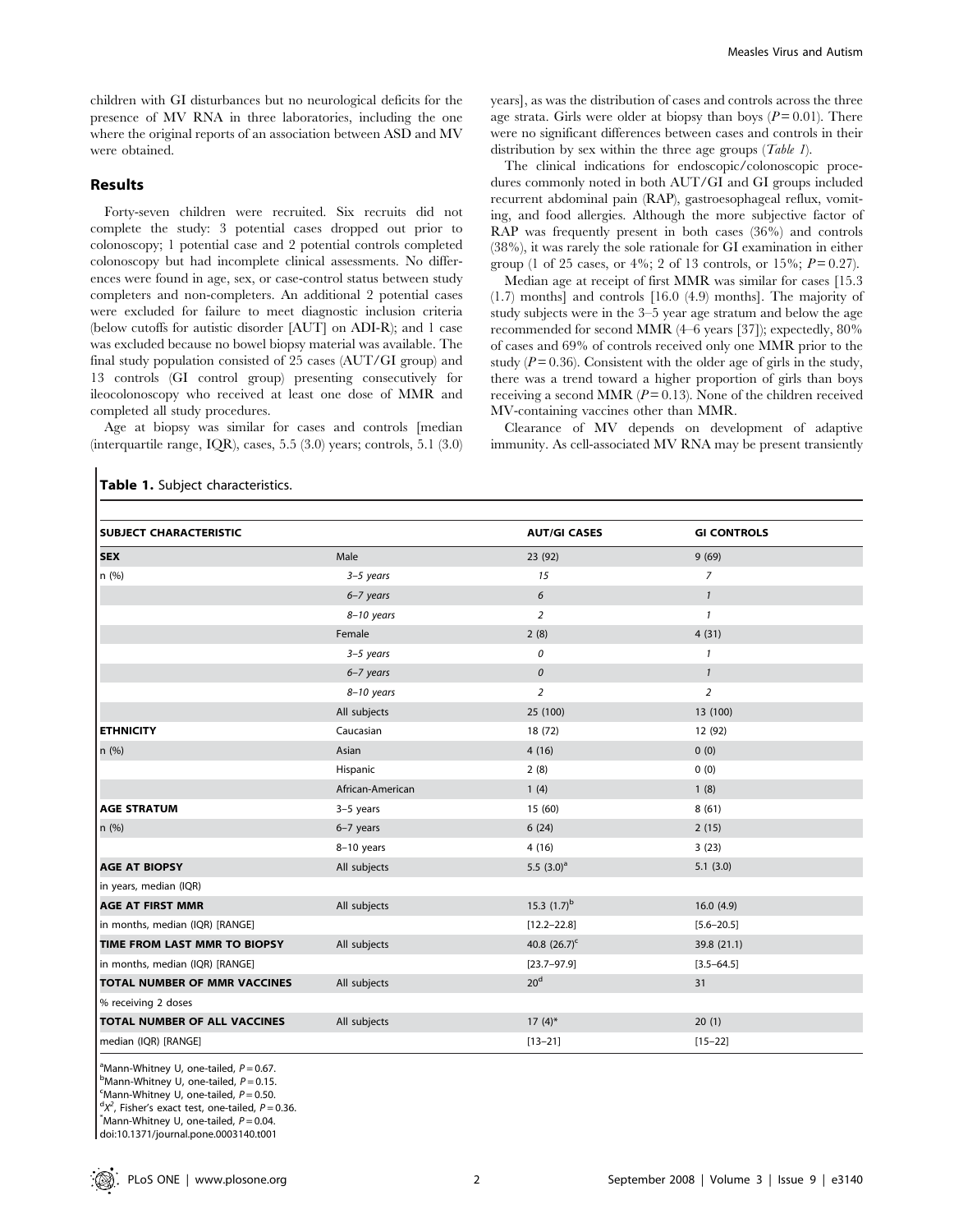children with GI disturbances but no neurological deficits for the presence of MV RNA in three laboratories, including the one where the original reports of an association between ASD and MV were obtained.

## Results

Forty-seven children were recruited. Six recruits did not complete the study: 3 potential cases dropped out prior to colonoscopy; 1 potential case and 2 potential controls completed colonoscopy but had incomplete clinical assessments. No differences were found in age, sex, or case-control status between study completers and non-completers. An additional 2 potential cases were excluded for failure to meet diagnostic inclusion criteria (below cutoffs for autistic disorder [AUT] on ADI-R); and 1 case was excluded because no bowel biopsy material was available. The final study population consisted of 25 cases (AUT/GI group) and 13 controls (GI control group) presenting consecutively for ileocolonoscopy who received at least one dose of MMR and completed all study procedures.

Age at biopsy was similar for cases and controls [median (interquartile range, IQR), cases, 5.5 (3.0) years; controls, 5.1 (3.0) years], as was the distribution of cases and controls across the three age strata. Girls were older at biopsy than boys ($P = 0.01$). There were no significant differences between cases and controls in their distribution by sex within the three age groups (*Table 1*).

The clinical indications for endoscopic/colonoscopic procedures commonly noted in both AUT/GI and GI groups included recurrent abdominal pain (RAP), gastroesophageal reflux, vomiting, and food allergies. Although the more subjective factor of RAP was frequently present in both cases (36%) and controls (38%), it was rarely the sole rationale for GI examination in either group (1 of 25 cases, or 4%; 2 of 13 controls, or 15%; $P = 0.27$).

Median age at receipt of first MMR was similar for cases [15.3 (1.7) months] and controls [16.0 (4.9) months]. The majority of study subjects were in the 3–5 year age stratum and below the age recommended for second MMR (4–6 years [37]); expectedly, 80% of cases and 69% of controls received only one MMR prior to the study ($P = 0.36$). Consistent with the older age of girls in the study, there was a trend toward a higher proportion of girls than boys receiving a second MMR ($P = 0.13$). None of the children received MV-containing vaccines other than MMR.

Clearance of MV depends on development of adaptive immunity. As cell-associated MV RNA may be present transiently

**Table 1.** Subject characteristics.

| SUBJECT CHARACTERISTIC | | AUT/GI CASES | GI CONTROLS |
|---|---|---|---|
| **SEX** | Male | 23 (92) | 9 (69) |
| n (%) | *3–5 years* | *15* | *7* |
| | *6–7 years* | *6* | *1* |
| | *8–10 years* | *2* | *1* |
| | Female | 2 (8) | 4 (31) |
| | *3–5 years* | *0* | *1* |
| | *6–7 years* | *0* | *1* |
| | *8–10 years* | *2* | *2* |
| | All subjects | 25 (100) | 13 (100) |
| **ETHNICITY** | Caucasian | 18 (72) | 12 (92) |
| n (%) | Asian | 4 (16) | 0 (0) |
| | Hispanic | 2 (8) | 0 (0) |
| | African-American | 1 (4) | 1 (8) |
| **AGE STRATUM** | 3–5 years | 15 (60) | 8 (61) |
| n (%) | 6–7 years | 6 (24) | 2 (15) |
| | 8–10 years | 4 (16) | 3 (23) |
| **AGE AT BIOPSY** | All subjects | 5.5 (3.0)[a] | 5.1 (3.0) |
| in years, median (IQR) | | | |
| **AGE AT FIRST MMR** | All subjects | 15.3 (1.7)[b] | 16.0 (4.9) |
| in months, median (IQR) [RANGE] | | [12.2–22.8] | [5.6–20.5] |
| **TIME FROM LAST MMR TO BIOPSY** | All subjects | 40.8 (26.7)[c] | 39.8 (21.1) |
| in months, median (IQR) [RANGE] | | [23.7–97.9] | [3.5–64.5] |
| **TOTAL NUMBER OF MMR VACCINES** | All subjects | 20[d] | 31 |
| % receiving 2 doses | | | |
| **TOTAL NUMBER OF ALL VACCINES** | All subjects | 17 (4)* | 20 (1) |
| median (IQR) [RANGE] | | [13–21] | [15–22] |

[a]Mann-Whitney U, one-tailed, $P = 0.67$.
[b]Mann-Whitney U, one-tailed, $P = 0.15$.
[c]Mann-Whitney U, one-tailed, $P = 0.50$.
[d]$X^2$, Fisher's exact test, one-tailed, $P = 0.36$.
*Mann-Whitney U, one-tailed, $P = 0.04$.
doi:10.1371/journal.pone.0003140.t001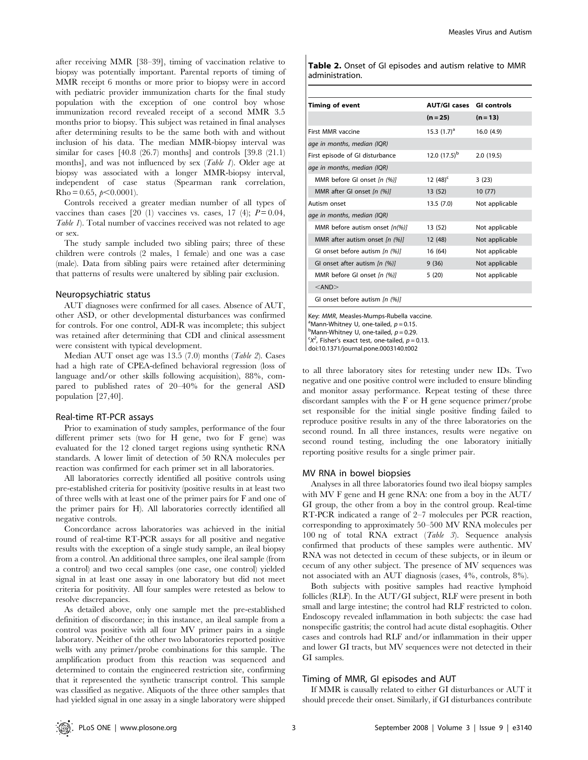after receiving MMR [38–39], timing of vaccination relative to biopsy was potentially important. Parental reports of timing of MMR receipt 6 months or more prior to biopsy were in accord with pediatric provider immunization charts for the final study population with the exception of one control boy whose immunization record revealed receipt of a second MMR 3.5 months prior to biopsy. This subject was retained in final analyses after determining results to be the same both with and without inclusion of his data. The median MMR-biopsy interval was similar for cases [40.8 (26.7) months] and controls [39.8 (21.1) months], and was not influenced by sex (*Table 1*). Older age at biopsy was associated with a longer MMR-biopsy interval, independent of case status (Spearman rank correlation, Rho = 0.65, $p<0.0001$).

Controls received a greater median number of all types of vaccines than cases [20 (1) vaccines vs. cases, 17 (4); $P = 0.04$, *Table 1*). Total number of vaccines received was not related to age or sex.

The study sample included two sibling pairs; three of these children were controls (2 males, 1 female) and one was a case (male). Data from sibling pairs were retained after determining that patterns of results were unaltered by sibling pair exclusion.

### Neuropsychiatric status

AUT diagnoses were confirmed for all cases. Absence of AUT, other ASD, or other developmental disturbances was confirmed for controls. For one control, ADI-R was incomplete; this subject was retained after determining that CDI and clinical assessment were consistent with typical development.

Median AUT onset age was 13.5 (7.0) months (*Table 2*). Cases had a high rate of CPEA-defined behavioral regression (loss of language and/or other skills following acquisition), 88%, compared to published rates of 20–40% for the general ASD population [27,40].

### Real-time RT-PCR assays

Prior to examination of study samples, performance of the four different primer sets (two for H gene, two for F gene) was evaluated for the 12 cloned target regions using synthetic RNA standards. A lower limit of detection of 50 RNA molecules per reaction was confirmed for each primer set in all laboratories.

All laboratories correctly identified all positive controls using pre-established criteria for positivity (positive results in at least two of three wells with at least one of the primer pairs for F and one of the primer pairs for H). All laboratories correctly identified all negative controls.

Concordance across laboratories was achieved in the initial round of real-time RT-PCR assays for all positive and negative results with the exception of a single study sample, an ileal biopsy from a control. An additional three samples, one ileal sample (from a control) and two cecal samples (one case, one control) yielded signal in at least one assay in one laboratory but did not meet criteria for positivity. All four samples were retested as below to resolve discrepancies.

As detailed above, only one sample met the pre-established definition of discordance; in this instance, an ileal sample from a control was positive with all four MV primer pairs in a single laboratory. Neither of the other two laboratories reported positive wells with any primer/probe combinations for this sample. The amplification product from this reaction was sequenced and determined to contain the engineered restriction site, confirming that it represented the synthetic transcript control. This sample was classified as negative. Aliquots of the three other samples that had yielded signal in one assay in a single laboratory were shipped to all three laboratory sites for retesting under new IDs. Two negative and one positive control were included to ensure blinding and monitor assay performance. Repeat testing of these three discordant samples with the F or H gene sequence primer/probe set responsible for the initial single positive finding failed to reproduce positive results in any of the three laboratories on the second round. In all three instances, results were negative on second round testing, including the one laboratory initially reporting positive results for a single primer pair.

**Table 2.** Onset of GI episodes and autism relative to MMR administration.

| Timing of event | AUT/GI cases | GI controls |
|---|---|---|
| | (n = 25) | (n = 13) |
| First MMR vaccine | 15.3 (1.7)[a] | 16.0 (4.9) |
| *age in months, median (IQR)* | | |
| First episode of GI disturbance | 12.0 (17.5)[b] | 2.0 (19.5) |
| *age in months, median (IQR)* | | |
| MMR before GI onset *[n (%)]* | 12 (48)[c] | 3 (23) |
| MMR after GI onset *[n (%)]* | 13 (52) | 10 (77) |
| Autism onset | 13.5 (7.0) | Not applicable |
| *age in months, median (IQR)* | | |
| MMR before autism onset *[n(%)]* | 13 (52) | Not applicable |
| MMR after autism onset *[n (%)]* | 12 (48) | Not applicable |
| GI onset before autism *[n (%)]* | 16 (64) | Not applicable |
| GI onset after autism *[n (%)]* | 9 (36) | Not applicable |
| MMR before GI onset *[n (%)]* | 5 (20) | Not applicable |
| <AND> | | |
| GI onset before autism *[n (%)]* | | |

Key: *MMR*, Measles-Mumps-Rubella vaccine.
[a]Mann-Whitney U, one-tailed, $p = 0.15$.
[b]Mann-Whitney U, one-tailed, $p = 0.29$.
[c]$X^2$, Fisher's exact test, one-tailed, $p = 0.13$.
doi:10.1371/journal.pone.0003140.t002

### MV RNA in bowel biopsies

Analyses in all three laboratories found two ileal biopsy samples with MV F gene and H gene RNA: one from a boy in the AUT/GI group, the other from a boy in the control group. Real-time RT-PCR indicated a range of 2–7 molecules per PCR reaction, corresponding to approximately 50–500 MV RNA molecules per 100 ng of total RNA extract (*Table 3*). Sequence analysis confirmed that products of these samples were authentic. MV RNA was not detected in cecum of these subjects, or in ileum or cecum of any other subject. The presence of MV sequences was not associated with an AUT diagnosis (cases, 4%, controls, 8%).

Both subjects with positive samples had reactive lymphoid follicles (RLF). In the AUT/GI subject, RLF were present in both small and large intestine; the control had RLF restricted to colon. Endoscopy revealed inflammation in both subjects: the case had nonspecific gastritis; the control had acute distal esophagitis. Other cases and controls had RLF and/or inflammation in their upper and lower GI tracts, but MV sequences were not detected in their GI samples.

### Timing of MMR, GI episodes and AUT

If MMR is causally related to either GI disturbances or AUT it should precede their onset. Similarly, if GI disturbances contribute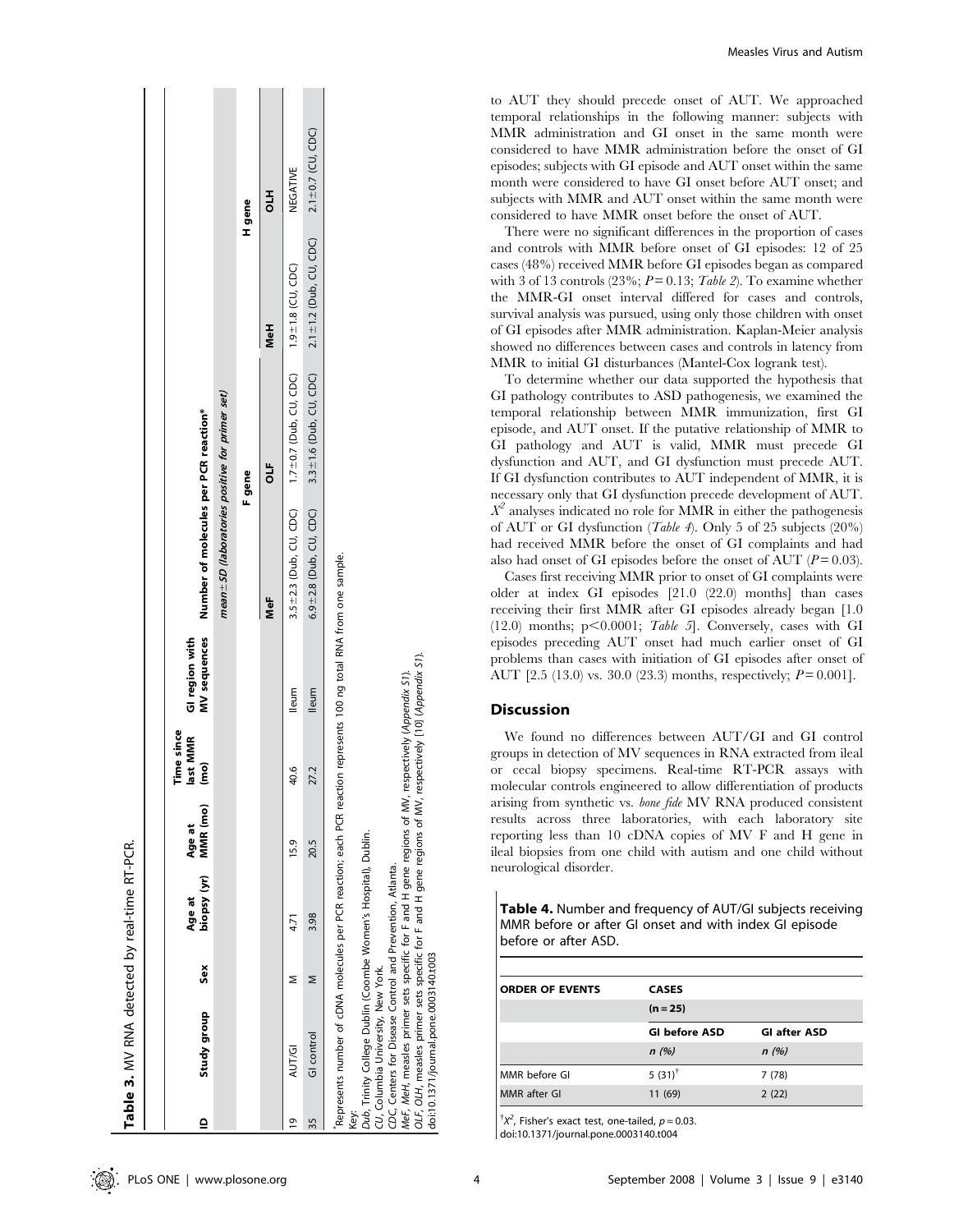**Table 3.** MV RNA detected by real-time RT-PCR.

| ID | Study group | Sex | Age at biopsy (yr) | Age at MMR (mo) | Time since last MMR (mo) | GI region with MV sequences | Number of molecules per PCR reaction* | | | |
|---|---|---|---|---|---|---|---|---|---|---|
| | | | | | | | mean±SD (laboratories positive for primer set) | | | |
| | | | | | | | F gene | | H gene | |
| | | | | | | | MeF | OLF | MeH | OLH |
| 19 | AUT/GI | M | 4.71 | 15.9 | 40.6 | Ileum | 3.5±2.3 (Dub, CU, CDC) | 1.7±0.7 (Dub, CU, CDC) | 1.9±1.8 (CU, CDC) | NEGATIVE |
| 35 | GI control | M | 3.98 | 20.5 | 27.2 | Ileum | 6.9±2.8 (Dub, CU, CDC) | 3.3±1.6 (Dub, CU, CDC) | 2.1±1.2 (Dub, CU, CDC) | 2.1±0.7 (CU, CDC) |

*Represents number of cDNA molecules per PCR reaction; each PCR reaction represents 100 ng total RNA from one sample.

Key:

*Dub*, Trinity College Dublin (Coombe Women's Hospital), Dublin.

*CU*, Columbia University, New York.

*CDC*, Centers for Disease Control and Prevention, Atlanta.

*MeF, MeH*, measles primer sets specific for F and H gene regions of MV, respectively (Appendix S1).

*OLF, OLH*, measles primer sets specific for F and H gene regions of MV, respectively [10] (Appendix S1).

doi:10.1371/journal.pone.0003140.t003

to AUT they should precede onset of AUT. We approached temporal relationships in the following manner: subjects with MMR administration and GI onset in the same month were considered to have MMR administration before the onset of GI episodes; subjects with GI episode and AUT onset within the same month were considered to have GI onset before AUT onset; and subjects with MMR and AUT onset within the same month were considered to have MMR onset before the onset of AUT.

There were no significant differences in the proportion of cases and controls with MMR before onset of GI episodes: 12 of 25 cases (48%) received MMR before GI episodes began as compared with 3 of 13 controls (23%; $P = 0.13$; *Table 2*). To examine whether the MMR-GI onset interval differed for cases and controls, survival analysis was pursued, using only those children with onset of GI episodes after MMR administration. Kaplan-Meier analysis showed no differences between cases and controls in latency from MMR to initial GI disturbances (Mantel-Cox logrank test).

To determine whether our data supported the hypothesis that GI pathology contributes to ASD pathogenesis, we examined the temporal relationship between MMR immunization, first GI episode, and AUT onset. If the putative relationship of MMR to GI pathology and AUT is valid, MMR must precede GI dysfunction and AUT, and GI dysfunction must precede AUT. If GI dysfunction contributes to AUT independent of MMR, it is necessary only that GI dysfunction precede development of AUT. $X^2$ analyses indicated no role for MMR in either the pathogenesis of AUT or GI dysfunction (*Table 4*). Only 5 of 25 subjects (20%) had received MMR before the onset of GI complaints and had also had onset of GI episodes before the onset of AUT ($P = 0.03$).

Cases first receiving MMR prior to onset of GI complaints were older at index GI episodes [21.0 (22.0) months] than cases receiving their first MMR after GI episodes already began [1.0 (12.0) months; $p < 0.0001$; *Table 5*]. Conversely, cases with GI episodes preceding AUT onset had much earlier onset of GI problems than cases with initiation of GI episodes after onset of AUT [2.5 (13.0) vs. 30.0 (23.3) months, respectively; $P = 0.001$].

## Discussion

We found no differences between AUT/GI and GI control groups in detection of MV sequences in RNA extracted from ileal or cecal biopsy specimens. Real-time RT-PCR assays with molecular controls engineered to allow differentiation of products arising from synthetic vs. *bone fide* MV RNA produced consistent results across three laboratories, with each laboratory site reporting less than 10 cDNA copies of MV F and H gene in ileal biopsies from one child with autism and one child without neurological disorder.

**Table 4.** Number and frequency of AUT/GI subjects receiving MMR before or after GI onset and with index GI episode before or after ASD.

| ORDER OF EVENTS | CASES | |
|---|---|---|
| | (n = 25) | |
| | GI before ASD | GI after ASD |
| | n (%) | n (%) |
| MMR before GI | 5 (31)[†] | 7 (78) |
| MMR after GI | 11 (69) | 2 (22) |

[†]$X^2$, Fisher's exact test, one-tailed, $p = 0.03$.

doi:10.1371/journal.pone.0003140.t004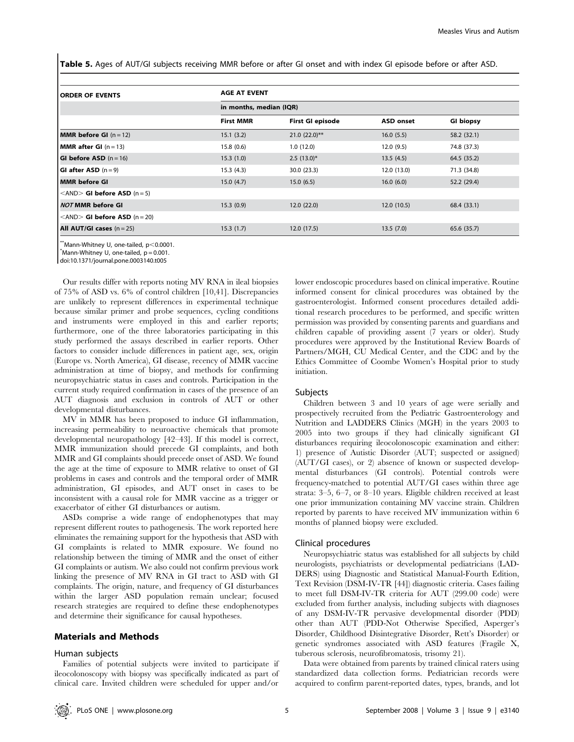**Table 5.** Ages of AUT/GI subjects receiving MMR before or after GI onset and with index GI episode before or after ASD.

| ORDER OF EVENTS | AGE AT EVENT | | | |
|---|---|---|---|---|
| | in months, median (IQR) | | | |
| | First MMR | First GI episode | ASD onset | GI biopsy |
| **MMR before GI** (n = 12) | 15.1 (3.2) | 21.0 (22.0)** | 16.0 (5.5) | 58.2 (32.1) |
| **MMR after GI** (n = 13) | 15.8 (0.6) | 1.0 (12.0) | 12.0 (9.5) | 74.8 (37.3) |
| **GI before ASD** (n = 16) | 15.3 (1.0) | 2.5 (13.0)* | 13.5 (4.5) | 64.5 (35.2) |
| **GI after ASD** (n = 9) | 15.3 (4.3) | 30.0 (23.3) | 12.0 (13.0) | 71.3 (34.8) |
| **MMR before GI** <AND> **GI before ASD** (n = 5) | 15.0 (4.7) | 15.0 (6.5) | 16.0 (6.0) | 52.2 (29.4) |
| ***NOT* MMR before GI** <AND> **GI before ASD** (n = 20) | 15.3 (0.9) | 12.0 (22.0) | 12.0 (10.5) | 68.4 (33.1) |
| **All AUT/GI cases** (n = 25) | 15.3 (1.7) | 12.0 (17.5) | 13.5 (7.0) | 65.6 (35.7) |

**Mann-Whitney U, one-tailed, $p<0.0001$.
*Mann-Whitney U, one-tailed, $p = 0.001$.
doi:10.1371/journal.pone.0003140.t005

Our results differ with reports noting MV RNA in ileal biopsies of 75% of ASD vs. 6% of control children [10,41]. Discrepancies are unlikely to represent differences in experimental technique because similar primer and probe sequences, cycling conditions and instruments were employed in this and earlier reports; furthermore, one of the three laboratories participating in this study performed the assays described in earlier reports. Other factors to consider include differences in patient age, sex, origin (Europe vs. North America), GI disease, recency of MMR vaccine administration at time of biopsy, and methods for confirming neuropsychiatric status in cases and controls. Participation in the current study required confirmation in cases of the presence of an AUT diagnosis and exclusion in controls of AUT or other developmental disturbances.

MV in MMR has been proposed to induce GI inflammation, increasing permeability to neuroactive chemicals that promote developmental neuropathology [42–43]. If this model is correct, MMR immunization should precede GI complaints, and both MMR and GI complaints should precede onset of ASD. We found the age at the time of exposure to MMR relative to onset of GI problems in cases and controls and the temporal order of MMR administration, GI episodes, and AUT onset in cases to be inconsistent with a causal role for MMR vaccine as a trigger or exacerbator of either GI disturbances or autism.

ASDs comprise a wide range of endophenotypes that may represent different routes to pathogenesis. The work reported here eliminates the remaining support for the hypothesis that ASD with GI complaints is related to MMR exposure. We found no relationship between the timing of MMR and the onset of either GI complaints or autism. We also could not confirm previous work linking the presence of MV RNA in GI tract to ASD with GI complaints. The origin, nature, and frequency of GI disturbances within the larger ASD population remain unclear; focused research strategies are required to define these endophenotypes and determine their significance for causal hypotheses.

## Materials and Methods

### Human subjects

Families of potential subjects were invited to participate if ileocolonoscopy with biopsy was specifically indicated as part of clinical care. Invited children were scheduled for upper and/or lower endoscopic procedures based on clinical imperative. Routine informed consent for clinical procedures was obtained by the gastroenterologist. Informed consent procedures detailed additional research procedures to be performed, and specific written permission was provided by consenting parents and guardians and children capable of providing assent (7 years or older). Study procedures were approved by the Institutional Review Boards of Partners/MGH, CU Medical Center, and the CDC and by the Ethics Committee of Coombe Women's Hospital prior to study initiation.

### Subjects

Children between 3 and 10 years of age were serially and prospectively recruited from the Pediatric Gastroenterology and Nutrition and LADDERS Clinics (MGH) in the years 2003 to 2005 into two groups if they had clinically significant GI disturbances requiring ileocolonoscopic examination and either: 1) presence of Autistic Disorder (AUT; suspected or assigned) (AUT/GI cases), or 2) absence of known or suspected developmental disturbances (GI controls). Potential controls were frequency-matched to potential AUT/GI cases within three age strata: 3–5, 6–7, or 8–10 years. Eligible children received at least one prior immunization containing MV vaccine strain. Children reported by parents to have received MV immunization within 6 months of planned biopsy were excluded.

### Clinical procedures

Neuropsychiatric status was established for all subjects by child neurologists, psychiatrists or developmental pediatricians (LADDERS) using Diagnostic and Statistical Manual-Fourth Edition, Text Revision (DSM-IV-TR [44]) diagnostic criteria. Cases failing to meet full DSM-IV-TR criteria for AUT (299.00 code) were excluded from further analysis, including subjects with diagnoses of any DSM-IV-TR pervasive developmental disorder (PDD) other than AUT (PDD-Not Otherwise Specified, Asperger's Disorder, Childhood Disintegrative Disorder, Rett's Disorder) or genetic syndromes associated with ASD features (Fragile X, tuberous sclerosis, neurofibromatosis, trisomy 21).

Data were obtained from parents by trained clinical raters using standardized data collection forms. Pediatrician records were acquired to confirm parent-reported dates, types, brands, and lot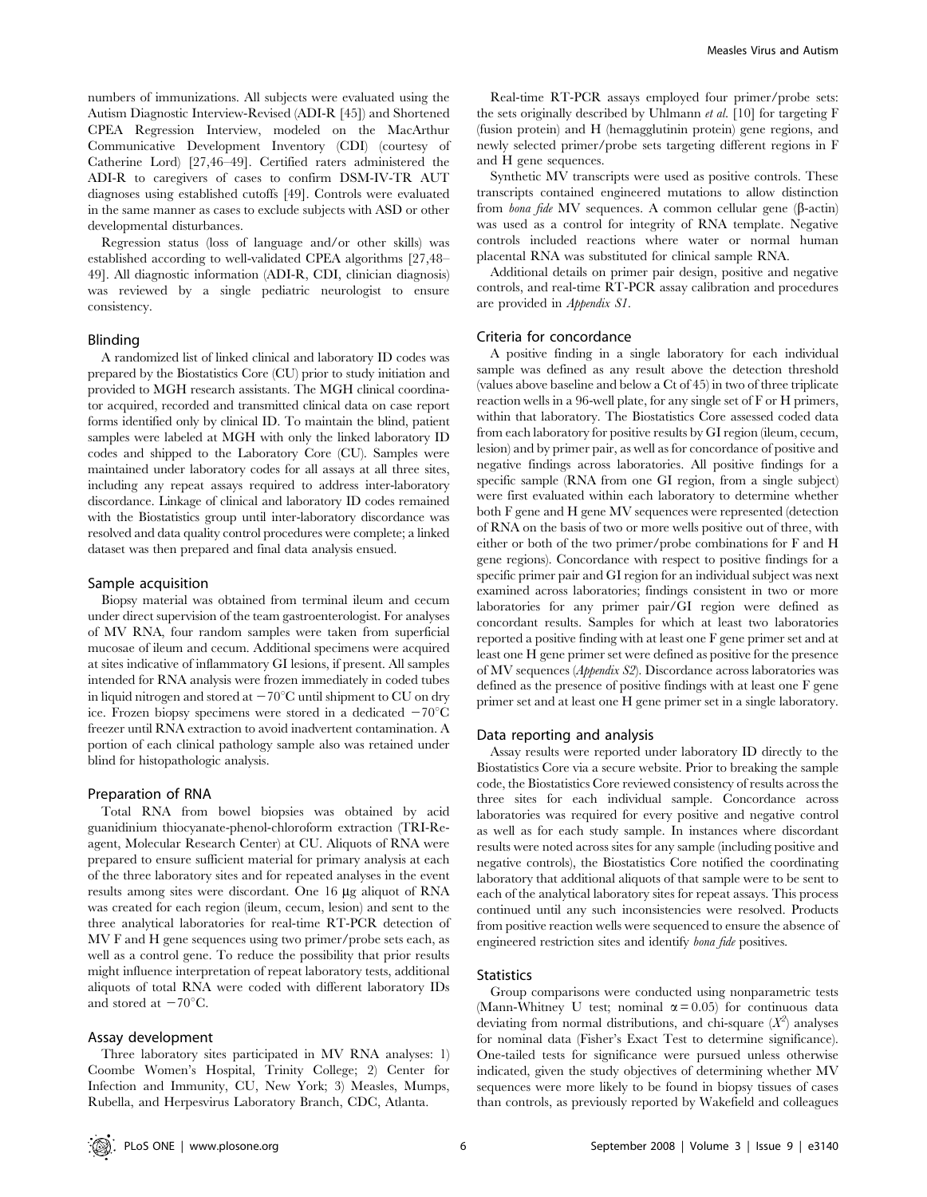numbers of immunizations. All subjects were evaluated using the Autism Diagnostic Interview-Revised (ADI-R [45]) and Shortened CPEA Regression Interview, modeled on the MacArthur Communicative Development Inventory (CDI) (courtesy of Catherine Lord) [27,46–49]. Certified raters administered the ADI-R to caregivers of cases to confirm DSM-IV-TR AUT diagnoses using established cutoffs [49]. Controls were evaluated in the same manner as cases to exclude subjects with ASD or other developmental disturbances.

Regression status (loss of language and/or other skills) was established according to well-validated CPEA algorithms [27,48–49]. All diagnostic information (ADI-R, CDI, clinician diagnosis) was reviewed by a single pediatric neurologist to ensure consistency.

### Blinding

A randomized list of linked clinical and laboratory ID codes was prepared by the Biostatistics Core (CU) prior to study initiation and provided to MGH research assistants. The MGH clinical coordinator acquired, recorded and transmitted clinical data on case report forms identified only by clinical ID. To maintain the blind, patient samples were labeled at MGH with only the linked laboratory ID codes and shipped to the Laboratory Core (CU). Samples were maintained under laboratory codes for all assays at all three sites, including any repeat assays required to address inter-laboratory discordance. Linkage of clinical and laboratory ID codes remained with the Biostatistics group until inter-laboratory discordance was resolved and data quality control procedures were complete; a linked dataset was then prepared and final data analysis ensued.

### Sample acquisition

Biopsy material was obtained from terminal ileum and cecum under direct supervision of the team gastroenterologist. For analyses of MV RNA, four random samples were taken from superficial mucosae of ileum and cecum. Additional specimens were acquired at sites indicative of inflammatory GI lesions, if present. All samples intended for RNA analysis were frozen immediately in coded tubes in liquid nitrogen and stored at −70°C until shipment to CU on dry ice. Frozen biopsy specimens were stored in a dedicated −70°C freezer until RNA extraction to avoid inadvertent contamination. A portion of each clinical pathology sample also was retained under blind for histopathologic analysis.

### Preparation of RNA

Total RNA from bowel biopsies was obtained by acid guanidinium thiocyanate-phenol-chloroform extraction (TRI-Reagent, Molecular Research Center) at CU. Aliquots of RNA were prepared to ensure sufficient material for primary analysis at each of the three laboratory sites and for repeated analyses in the event results among sites were discordant. One 16 µg aliquot of RNA was created for each region (ileum, cecum, lesion) and sent to the three analytical laboratories for real-time RT-PCR detection of MV F and H gene sequences using two primer/probe sets each, as well as a control gene. To reduce the possibility that prior results might influence interpretation of repeat laboratory tests, additional aliquots of total RNA were coded with different laboratory IDs and stored at −70°C.

### Assay development

Three laboratory sites participated in MV RNA analyses: 1) Coombe Women's Hospital, Trinity College; 2) Center for Infection and Immunity, CU, New York; 3) Measles, Mumps, Rubella, and Herpesvirus Laboratory Branch, CDC, Atlanta.

Real-time RT-PCR assays employed four primer/probe sets: the sets originally described by Uhlmann *et al.* [10] for targeting F (fusion protein) and H (hemagglutinin protein) gene regions, and newly selected primer/probe sets targeting different regions in F and H gene sequences.

Synthetic MV transcripts were used as positive controls. These transcripts contained engineered mutations to allow distinction from *bona fide* MV sequences. A common cellular gene (β-actin) was used as a control for integrity of RNA template. Negative controls included reactions where water or normal human placental RNA was substituted for clinical sample RNA.

Additional details on primer pair design, positive and negative controls, and real-time RT-PCR assay calibration and procedures are provided in *Appendix S1*.

### Criteria for concordance

A positive finding in a single laboratory for each individual sample was defined as any result above the detection threshold (values above baseline and below a Ct of 45) in two of three triplicate reaction wells in a 96-well plate, for any single set of F or H primers, within that laboratory. The Biostatistics Core assessed coded data from each laboratory for positive results by GI region (ileum, cecum, lesion) and by primer pair, as well as for concordance of positive and negative findings across laboratories. All positive findings for a specific sample (RNA from one GI region, from a single subject) were first evaluated within each laboratory to determine whether both F gene and H gene MV sequences were represented (detection of RNA on the basis of two or more wells positive out of three, with either or both of the two primer/probe combinations for F and H gene regions). Concordance with respect to positive findings for a specific primer pair and GI region for an individual subject was next examined across laboratories; findings consistent in two or more laboratories for any primer pair/GI region were defined as concordant results. Samples for which at least two laboratories reported a positive finding with at least one F gene primer set and at least one H gene primer set were defined as positive for the presence of MV sequences (*Appendix S2*). Discordance across laboratories was defined as the presence of positive findings with at least one F gene primer set and at least one H gene primer set in a single laboratory.

### Data reporting and analysis

Assay results were reported under laboratory ID directly to the Biostatistics Core via a secure website. Prior to breaking the sample code, the Biostatistics Core reviewed consistency of results across the three sites for each individual sample. Concordance across laboratories was required for every positive and negative control as well as for each study sample. In instances where discordant results were noted across sites for any sample (including positive and negative controls), the Biostatistics Core notified the coordinating laboratory that additional aliquots of that sample were to be sent to each of the analytical laboratory sites for repeat assays. This process continued until any such inconsistencies were resolved. Products from positive reaction wells were sequenced to ensure the absence of engineered restriction sites and identify *bona fide* positives.

### Statistics

Group comparisons were conducted using nonparametric tests (Mann-Whitney U test; nominal $\alpha = 0.05$) for continuous data deviating from normal distributions, and chi-square ($X^2$) analyses for nominal data (Fisher's Exact Test to determine significance). One-tailed tests for significance were pursued unless otherwise indicated, given the study objectives of determining whether MV sequences were more likely to be found in biopsy tissues of cases than controls, as previously reported by Wakefield and colleagues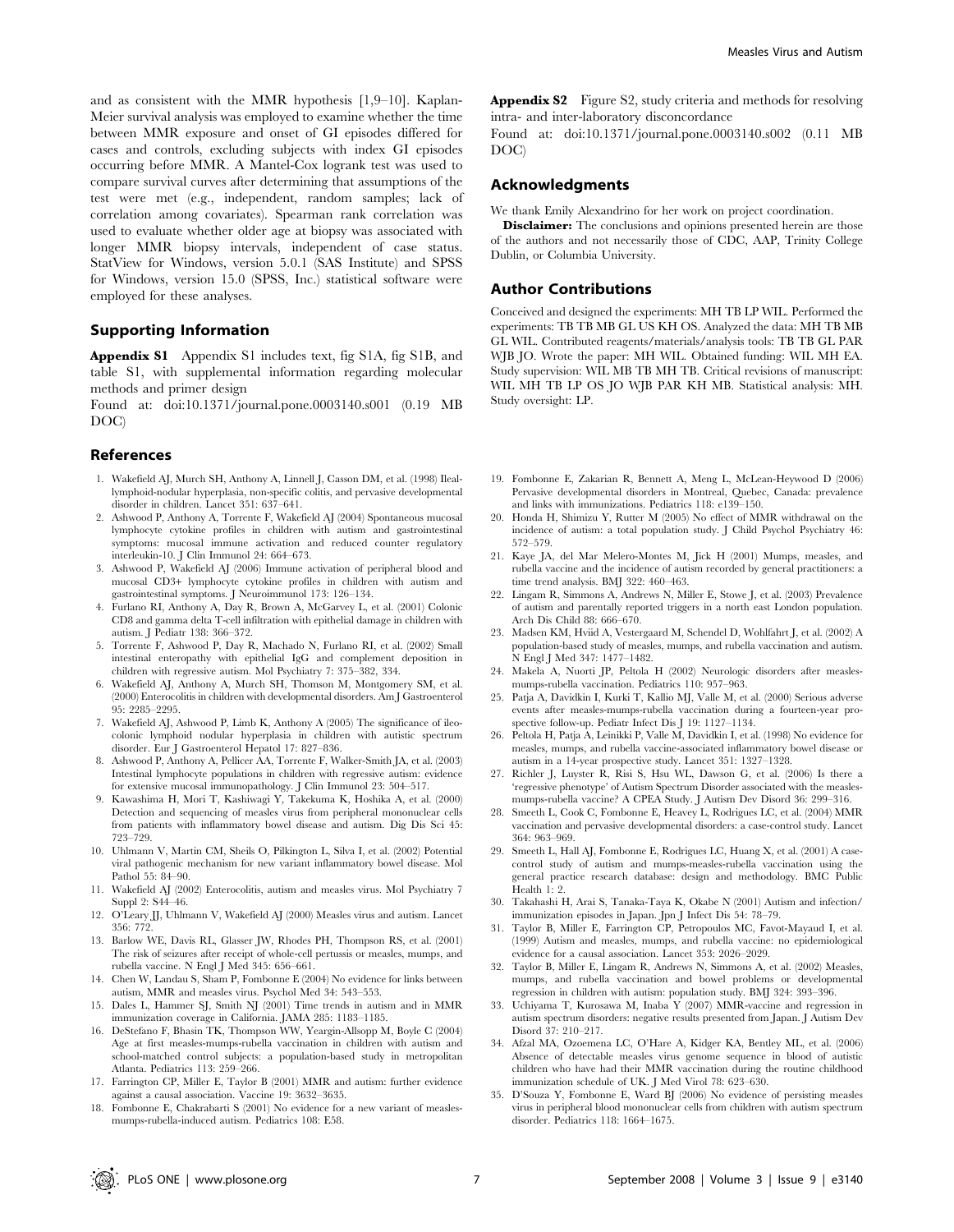and as consistent with the MMR hypothesis [1,9–10]. Kaplan-Meier survival analysis was employed to examine whether the time between MMR exposure and onset of GI episodes differed for cases and controls, excluding subjects with index GI episodes occurring before MMR. A Mantel-Cox logrank test was used to compare survival curves after determining that assumptions of the test were met (e.g., independent, random samples; lack of correlation among covariates). Spearman rank correlation was used to evaluate whether older age at biopsy was associated with longer MMR biopsy intervals, independent of case status. StatView for Windows, version 5.0.1 (SAS Institute) and SPSS for Windows, version 15.0 (SPSS, Inc.) statistical software were employed for these analyses.

## Supporting Information

**Appendix S1** Appendix S1 includes text, fig S1A, fig S1B, and table S1, with supplemental information regarding molecular methods and primer design

Found at: doi:10.1371/journal.pone.0003140.s001 (0.19 MB DOC)

**Appendix S2** Figure S2, study criteria and methods for resolving intra- and inter-laboratory disconcordance

Found at: doi:10.1371/journal.pone.0003140.s002 (0.11 MB DOC)

## Acknowledgments

We thank Emily Alexandrino for her work on project coordination.

**Disclaimer:** The conclusions and opinions presented herein are those of the authors and not necessarily those of CDC, AAP, Trinity College Dublin, or Columbia University.

## Author Contributions

Conceived and designed the experiments: MH TB LP WIL. Performed the experiments: TB TB MB GL US KH OS. Analyzed the data: MH TB MB GL WIL. Contributed reagents/materials/analysis tools: TB TB GL PAR WJB JO. Wrote the paper: MH WIL. Obtained funding: WIL MH EA. Study supervision: WIL MB TB MH TB. Critical revisions of manuscript: WIL MH TB LP OS JO WJB PAR KH MB. Statistical analysis: MH. Study oversight: LP.

## References

1. Wakefield AJ, Murch SH, Anthony A, Linnell J, Casson DM, et al. (1998) Ileal-lymphoid-nodular hyperplasia, non-specific colitis, and pervasive developmental disorder in children. Lancet 351: 637–641.
2. Ashwood P, Anthony A, Torrente F, Wakefield AJ (2004) Spontaneous mucosal lymphocyte cytokine profiles in children with autism and gastrointestinal symptoms: mucosal immune activation and reduced counter regulatory interleukin-10. J Clin Immunol 24: 664–673.
3. Ashwood P, Wakefield AJ (2006) Immune activation of peripheral blood and mucosal CD3+ lymphocyte cytokine profiles in children with autism and gastrointestinal symptoms. J Neuroimmunol 173: 126–134.
4. Furlano RI, Anthony A, Day R, Brown A, McGarvey L, et al. (2001) Colonic CD8 and gamma delta T-cell infiltration with epithelial damage in children with autism. J Pediatr 138: 366–372.
5. Torrente F, Ashwood P, Day R, Machado N, Furlano RI, et al. (2002) Small intestinal enteropathy with epithelial IgG and complement deposition in children with regressive autism. Mol Psychiatry 7: 375–382, 334.
6. Wakefield AJ, Anthony A, Murch SH, Thomson M, Montgomery SM, et al. (2000) Enterocolitis in children with developmental disorders. Am J Gastroenterol 95: 2285–2295.
7. Wakefield AJ, Ashwood P, Limb K, Anthony A (2005) The significance of ileo-colonic lymphoid nodular hyperplasia in children with autistic spectrum disorder. Eur J Gastroenterol Hepatol 17: 827–836.
8. Ashwood P, Anthony A, Pellicer AA, Torrente F, Walker-Smith JA, et al. (2003) Intestinal lymphocyte populations in children with regressive autism: evidence for extensive mucosal immunopathology. J Clin Immunol 23: 504–517.
9. Kawashima H, Mori T, Kashiwagi Y, Takekuma K, Hoshika A, et al. (2000) Detection and sequencing of measles virus from peripheral mononuclear cells from patients with inflammatory bowel disease and autism. Dig Dis Sci 45: 723–729.
10. Uhlmann V, Martin CM, Sheils O, Pilkington L, Silva I, et al. (2002) Potential viral pathogenic mechanism for new variant inflammatory bowel disease. Mol Pathol 55: 84–90.
11. Wakefield AJ (2002) Enterocolitis, autism and measles virus. Mol Psychiatry 7 Suppl 2: S44–46.
12. O'Leary JJ, Uhlmann V, Wakefield AJ (2000) Measles virus and autism. Lancet 356: 772.
13. Barlow WE, Davis RL, Glasser JW, Rhodes PH, Thompson RS, et al. (2001) The risk of seizures after receipt of whole-cell pertussis or measles, mumps, and rubella vaccine. N Engl J Med 345: 656–661.
14. Chen W, Landau S, Sham P, Fombonne E (2004) No evidence for links between autism, MMR and measles virus. Psychol Med 34: 543–553.
15. Dales L, Hammer SJ, Smith NJ (2001) Time trends in autism and in MMR immunization coverage in California. JAMA 285: 1183–1185.
16. DeStefano F, Bhasin TK, Thompson WW, Yeargin-Allsopp M, Boyle C (2004) Age at first measles-mumps-rubella vaccination in children with autism and school-matched control subjects: a population-based study in metropolitan Atlanta. Pediatrics 113: 259–266.
17. Farrington CP, Miller E, Taylor B (2001) MMR and autism: further evidence against a causal association. Vaccine 19: 3632–3635.
18. Fombonne E, Chakrabarti S (2001) No evidence for a new variant of measles-mumps-rubella-induced autism. Pediatrics 108: E58.
19. Fombonne E, Zakarian R, Bennett A, Meng L, McLean-Heywood D (2006) Pervasive developmental disorders in Montreal, Quebec, Canada: prevalence and links with immunizations. Pediatrics 118: e139–150.
20. Honda H, Shimizu Y, Rutter M (2005) No effect of MMR withdrawal on the incidence of autism: a total population study. J Child Psychol Psychiatry 46: 572–579.
21. Kaye JA, del Mar Melero-Montes M, Jick H (2001) Mumps, measles, and rubella vaccine and the incidence of autism recorded by general practitioners: a time trend analysis. BMJ 322: 460–463.
22. Lingam R, Simmons A, Andrews N, Miller E, Stowe J, et al. (2003) Prevalence of autism and parentally reported triggers in a north east London population. Arch Dis Child 88: 666–670.
23. Madsen KM, Hviid A, Vestergaard M, Schendel D, Wohlfahrt J, et al. (2002) A population-based study of measles, mumps, and rubella vaccination and autism. N Engl J Med 347: 1477–1482.
24. Makela A, Nuorti JP, Peltola H (2002) Neurologic disorders after measles-mumps-rubella vaccination. Pediatrics 110: 957–963.
25. Patja A, Davidkin I, Kurki T, Kallio MJ, Valle M, et al. (2000) Serious adverse events after measles-mumps-rubella vaccination during a fourteen-year prospective follow-up. Pediatr Infect Dis J 19: 1127–1134.
26. Peltola H, Patja A, Leinikki P, Valle M, Davidkin I, et al. (1998) No evidence for measles, mumps, and rubella vaccine-associated inflammatory bowel disease or autism in a 14-year prospective study. Lancet 351: 1327–1328.
27. Richler J, Luyster R, Risi S, Hsu WL, Dawson G, et al. (2006) Is there a 'regressive phenotype' of Autism Spectrum Disorder associated with the measles-mumps-rubella vaccine? A CPEA Study. J Autism Dev Disord 36: 299–316.
28. Smeeth L, Cook C, Fombonne E, Heavey L, Rodrigues LC, et al. (2004) MMR vaccination and pervasive developmental disorders: a case-control study. Lancet 364: 963–969.
29. Smeeth L, Hall AJ, Fombonne E, Rodrigues LC, Huang X, et al. (2001) A case-control study of autism and mumps-measles-rubella vaccination using the general practice research database: design and methodology. BMC Public Health 1: 2.
30. Takahashi H, Arai S, Tanaka-Taya K, Okabe N (2001) Autism and infection/immunization episodes in Japan. Jpn J Infect Dis 54: 78–79.
31. Taylor B, Miller E, Farrington CP, Petropoulos MC, Favot-Mayaud I, et al. (1999) Autism and measles, mumps, and rubella vaccine: no epidemiological evidence for a causal association. Lancet 353: 2026–2029.
32. Taylor B, Miller E, Lingam R, Andrews N, Simmons A, et al. (2002) Measles, mumps, and rubella vaccination and bowel problems or developmental regression in children with autism: population study. BMJ 324: 393–396.
33. Uchiyama T, Kurosawa M, Inaba Y (2007) MMR-vaccine and regression in autism spectrum disorders: negative results presented from Japan. J Autism Dev Disord 37: 210–217.
34. Afzal MA, Ozoemena LC, O'Hare A, Kidger KA, Bentley ML, et al. (2006) Absence of detectable measles virus genome sequence in blood of autistic children who have had their MMR vaccination during the routine childhood immunization schedule of UK. J Med Virol 78: 623–630.
35. D'Souza Y, Fombonne E, Ward BJ (2006) No evidence of persisting measles virus in peripheral blood mononuclear cells from children with autism spectrum disorder. Pediatrics 118: 1664–1675.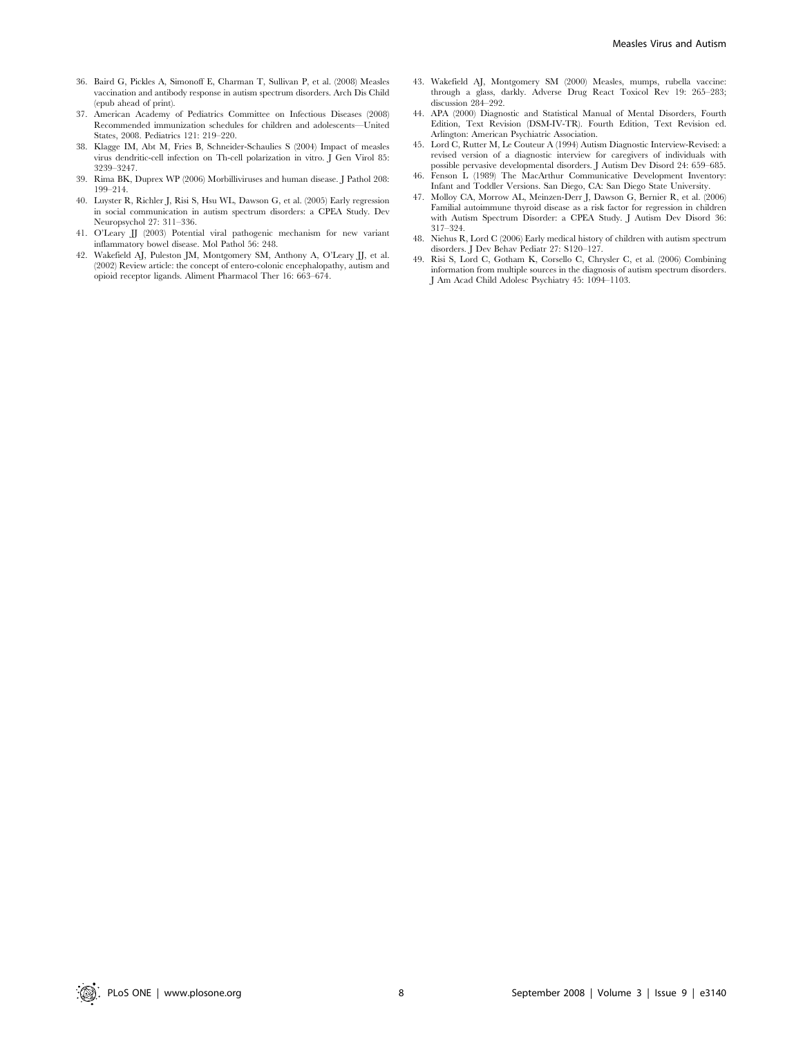36. Baird G, Pickles A, Simonoff E, Charman T, Sullivan P, et al. (2008) Measles vaccination and antibody response in autism spectrum disorders. Arch Dis Child (epub ahead of print).
37. American Academy of Pediatrics Committee on Infectious Diseases (2008) Recommended immunization schedules for children and adolescents—United States, 2008. Pediatrics 121: 219–220.
38. Klagge IM, Abt M, Fries B, Schneider-Schaulies S (2004) Impact of measles virus dendritic-cell infection on Th-cell polarization in vitro. J Gen Virol 85: 3239–3247.
39. Rima BK, Duprex WP (2006) Morbilliviruses and human disease. J Pathol 208: 199–214.
40. Luyster R, Richler J, Risi S, Hsu WL, Dawson G, et al. (2005) Early regression in social communication in autism spectrum disorders: a CPEA Study. Dev Neuropsychol 27: 311–336.
41. O'Leary JJ (2003) Potential viral pathogenic mechanism for new variant inflammatory bowel disease. Mol Pathol 56: 248.
42. Wakefield AJ, Puleston JM, Montgomery SM, Anthony A, O'Leary JJ, et al. (2002) Review article: the concept of entero-colonic encephalopathy, autism and opioid receptor ligands. Aliment Pharmacol Ther 16: 663–674.
43. Wakefield AJ, Montgomery SM (2000) Measles, mumps, rubella vaccine: through a glass, darkly. Adverse Drug React Toxicol Rev 19: 265–283; discussion 284–292.
44. APA (2000) Diagnostic and Statistical Manual of Mental Disorders, Fourth Edition, Text Revision (DSM-IV-TR). Fourth Edition, Text Revision ed. Arlington: American Psychiatric Association.
45. Lord C, Rutter M, Le Couteur A (1994) Autism Diagnostic Interview-Revised: a revised version of a diagnostic interview for caregivers of individuals with possible pervasive developmental disorders. J Autism Dev Disord 24: 659–685.
46. Fenson L (1989) The MacArthur Communicative Development Inventory: Infant and Toddler Versions. San Diego, CA: San Diego State University.
47. Molloy CA, Morrow AL, Meinzen-Derr J, Dawson G, Bernier R, et al. (2006) Familial autoimmune thyroid disease as a risk factor for regression in children with Autism Spectrum Disorder: a CPEA Study. J Autism Dev Disord 36: 317–324.
48. Niehus R, Lord C (2006) Early medical history of children with autism spectrum disorders. J Dev Behav Pediatr 27: S120–127.
49. Risi S, Lord C, Gotham K, Corsello C, Chrysler C, et al. (2006) Combining information from multiple sources in the diagnosis of autism spectrum disorders. J Am Acad Child Adolesc Psychiatry 45: 1094–1103.